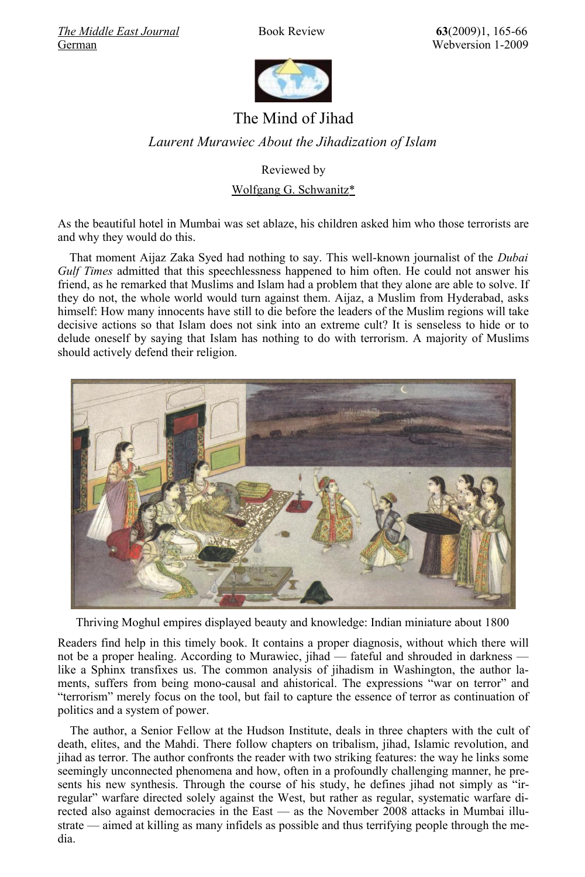# The Mind of Jihad

*Laurent Murawiec About the Jihadization of Islam*

Reviewed by

Wolfgang G. Schwanitz*

As the beautiful hotel in Mumbai was set ablaze, his children asked him who those terrorists are and why they would do this.

That moment Aijaz Zaka Syed had nothing to say. This well-known journalist of the *Dubai Gulf Times* admitted that this speechlessness happened to him often. He could not answer his friend, as he remarked that Muslims and Islam had a problem that they alone are able to solve. If they do not, the whole world would turn against them. Aijaz, a Muslim from Hyderabad, asks himself: How many innocents have still to die before the leaders of the Muslim regions will take decisive actions so that Islam does not sink into an extreme cult? It is senseless to hide or to delude oneself by saying that Islam has nothing to do with terrorism. A majority of Muslims should actively defend their religion.

Thriving Moghul empires displayed beauty and knowledge: Indian miniature about 1800

Readers find help in this timely book. It contains a proper diagnosis, without which there will not be a proper healing. According to Murawiec, jihad — fateful and shrouded in darkness — like a Sphinx transfixes us. The common analysis of jihadism in Washington, the author laments, suffers from being mono-causal and ahistorical. The expressions "war on terror" and "terrorism" merely focus on the tool, but fail to capture the essence of terror as continuation of politics and a system of power.

The author, a Senior Fellow at the Hudson Institute, deals in three chapters with the cult of death, elites, and the Mahdi. There follow chapters on tribalism, jihad, Islamic revolution, and jihad as terror. The author confronts the reader with two striking features: the way he links some seemingly unconnected phenomena and how, often in a profoundly challenging manner, he presents his new synthesis. Through the course of his study, he defines jihad not simply as "irregular" warfare directed solely against the West, but rather as regular, systematic warfare directed also against democracies in the East — as the November 2008 attacks in Mumbai illustrate — aimed at killing as many infidels as possible and thus terrifying people through the media.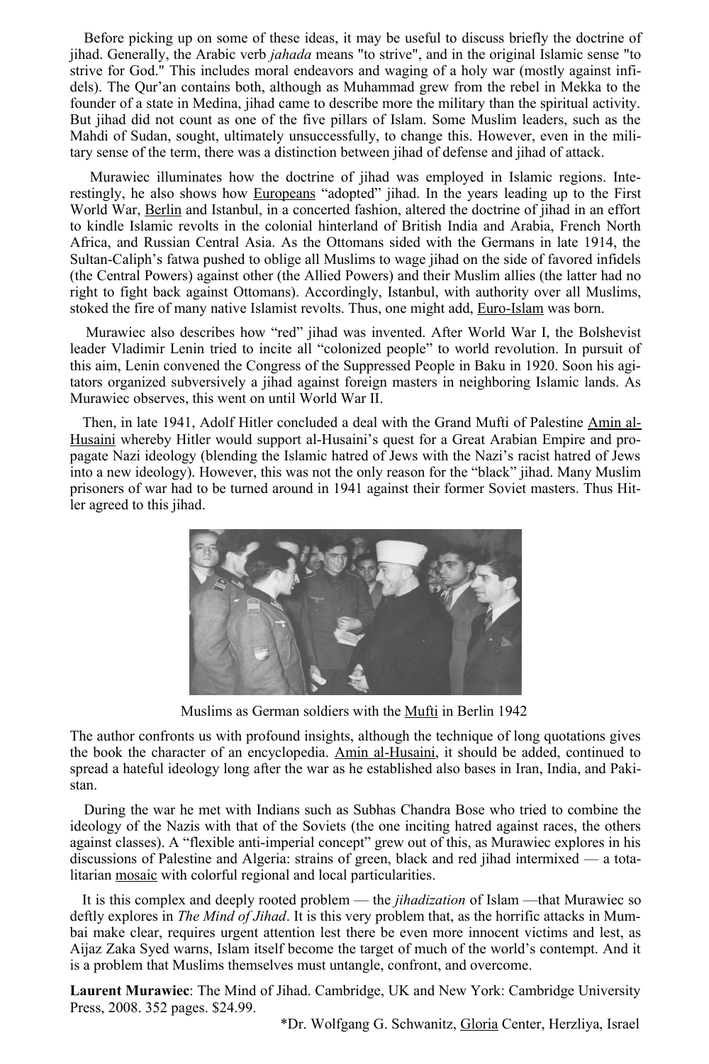Before picking up on some of these ideas, it may be useful to discuss briefly the doctrine of jihad. Generally, the Arabic verb *jahada* means "to strive", and in the original Islamic sense "to strive for God." This includes moral endeavors and waging of a holy war (mostly against infidels). The Qur'an contains both, although as Muhammad grew from the rebel in Mekka to the founder of a state in Medina, jihad came to describe more the military than the spiritual activity. But jihad did not count as one of the five pillars of Islam. Some Muslim leaders, such as the Mahdi of Sudan, sought, ultimately unsuccessfully, to change this. However, even in the military sense of the term, there was a distinction between jihad of defense and jihad of attack.

Murawiec illuminates how the doctrine of jihad was employed in Islamic regions. Interestingly, he also shows how Europeans "adopted" jihad. In the years leading up to the First World War, Berlin and Istanbul, in a concerted fashion, altered the doctrine of jihad in an effort to kindle Islamic revolts in the colonial hinterland of British India and Arabia, French North Africa, and Russian Central Asia. As the Ottomans sided with the Germans in late 1914, the Sultan-Caliph's fatwa pushed to oblige all Muslims to wage jihad on the side of favored infidels (the Central Powers) against other (the Allied Powers) and their Muslim allies (the latter had no right to fight back against Ottomans). Accordingly, Istanbul, with authority over all Muslims, stoked the fire of many native Islamist revolts. Thus, one might add, Euro-Islam was born.

Murawiec also describes how "red" jihad was invented. After World War I, the Bolshevist leader Vladimir Lenin tried to incite all "colonized people" to world revolution. In pursuit of this aim, Lenin convened the Congress of the Suppressed People in Baku in 1920. Soon his agitators organized subversively a jihad against foreign masters in neighboring Islamic lands. As Murawiec observes, this went on until World War II.

Then, in late 1941, Adolf Hitler concluded a deal with the Grand Mufti of Palestine Amin al-Husaini whereby Hitler would support al-Husaini's quest for a Great Arabian Empire and propagate Nazi ideology (blending the Islamic hatred of Jews with the Nazi's racist hatred of Jews into a new ideology). However, this was not the only reason for the "black" jihad. Many Muslim prisoners of war had to be turned around in 1941 against their former Soviet masters. Thus Hitler agreed to this jihad.

Muslims as German soldiers with the Mufti in Berlin 1942

The author confronts us with profound insights, although the technique of long quotations gives the book the character of an encyclopedia. Amin al-Husaini, it should be added, continued to spread a hateful ideology long after the war as he established also bases in Iran, India, and Pakistan.

During the war he met with Indians such as Subhas Chandra Bose who tried to combine the ideology of the Nazis with that of the Soviets (the one inciting hatred against races, the others against classes). A "flexible anti-imperial concept" grew out of this, as Murawiec explores in his discussions of Palestine and Algeria: strains of green, black and red jihad intermixed — a totalitarian mosaic with colorful regional and local particularities.

It is this complex and deeply rooted problem — the *jihadization* of Islam —that Murawiec so deftly explores in *The Mind of Jihad*. It is this very problem that, as the horrific attacks in Mumbai make clear, requires urgent attention lest there be even more innocent victims and lest, as Aijaz Zaka Syed warns, Islam itself become the target of much of the world's contempt. And it is a problem that Muslims themselves must untangle, confront, and overcome.

**Laurent Murawiec**: The Mind of Jihad. Cambridge, UK and New York: Cambridge University Press, 2008. 352 pages. $24.99.

*Dr. Wolfgang G. Schwanitz, Gloria Center, Herzliya, Israel